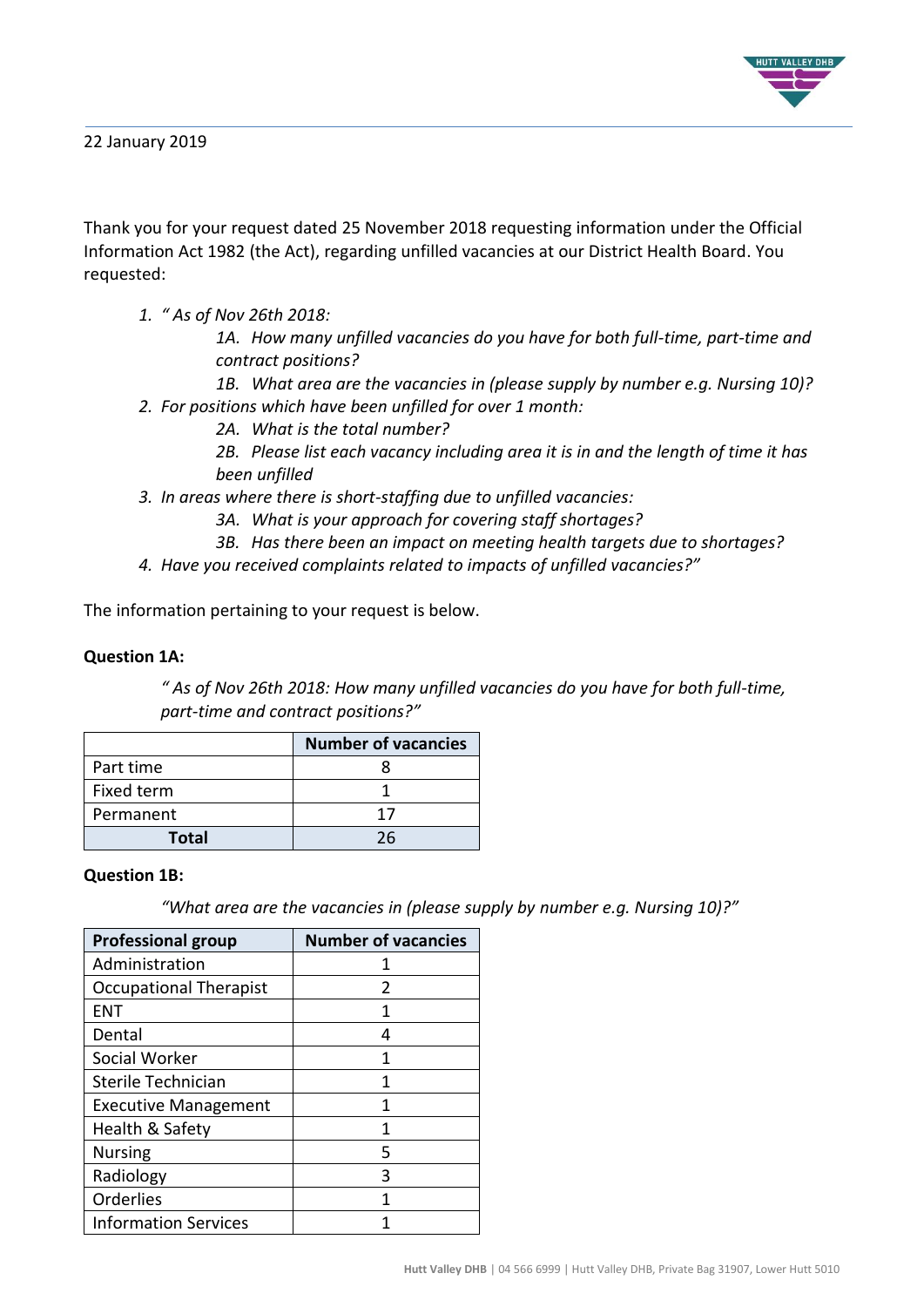22 January 2019

Thank you for your request dated 25 November 2018 requesting information under the Official Information Act 1982 (the Act), regarding unfilled vacancies at our District Health Board. You requested:

1. *" As of Nov 26th 2018:*
   - *1A. How many unfilled vacancies do you have for both full-time, part-time and contract positions?*
   - *1B. What area are the vacancies in (please supply by number e.g. Nursing 10)?*
2. *For positions which have been unfilled for over 1 month:*
   - *2A. What is the total number?*
   - *2B. Please list each vacancy including area it is in and the length of time it has been unfilled*
3. *In areas where there is short-staffing due to unfilled vacancies:*
   - *3A. What is your approach for covering staff shortages?*
   - *3B. Has there been an impact on meeting health targets due to shortages?*
4. *Have you received complaints related to impacts of unfilled vacancies?"*

The information pertaining to your request is below.

**Question 1A:**

*" As of Nov 26th 2018: How many unfilled vacancies do you have for both full-time, part-time and contract positions?"*

| | Number of vacancies |
|---|---|
| Part time | 8 |
| Fixed term | 1 |
| Permanent | 17 |
| **Total** | 26 |

**Question 1B:**

*"What area are the vacancies in (please supply by number e.g. Nursing 10)?"*

| Professional group | Number of vacancies |
|---|---|
| Administration | 1 |
| Occupational Therapist | 2 |
| ENT | 1 |
| Dental | 4 |
| Social Worker | 1 |
| Sterile Technician | 1 |
| Executive Management | 1 |
| Health & Safety | 1 |
| Nursing | 5 |
| Radiology | 3 |
| Orderlies | 1 |
| Information Services | 1 |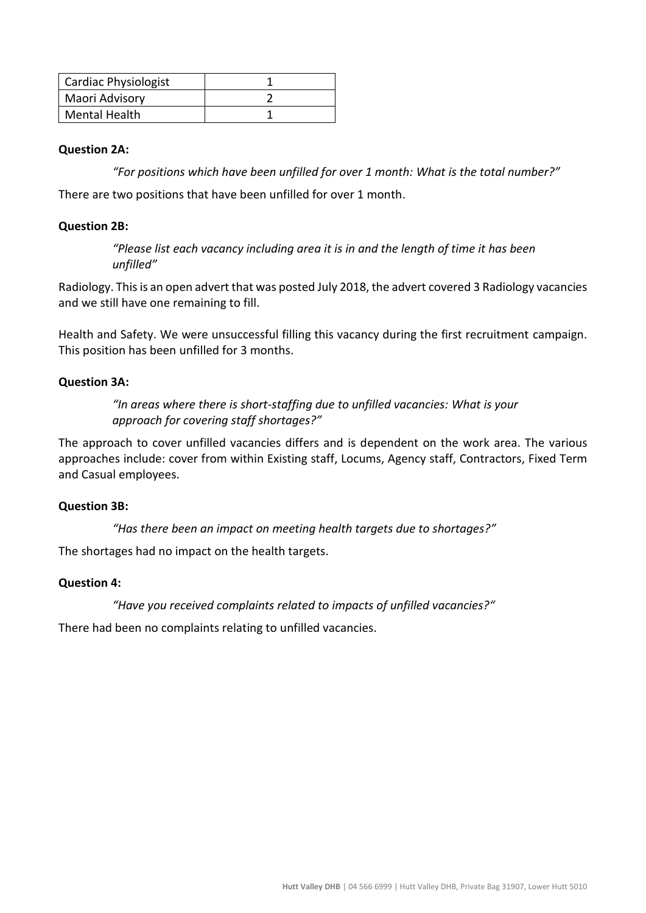| | |
|---|---|
| Cardiac Physiologist | 1 |
| Maori Advisory | 2 |
| Mental Health | 1 |

**Question 2A:**

*"For positions which have been unfilled for over 1 month: What is the total number?"*

There are two positions that have been unfilled for over 1 month.

**Question 2B:**

*"Please list each vacancy including area it is in and the length of time it has been unfilled"*

Radiology. This is an open advert that was posted July 2018, the advert covered 3 Radiology vacancies and we still have one remaining to fill.

Health and Safety. We were unsuccessful filling this vacancy during the first recruitment campaign. This position has been unfilled for 3 months.

**Question 3A:**

*"In areas where there is short-staffing due to unfilled vacancies: What is your approach for covering staff shortages?"*

The approach to cover unfilled vacancies differs and is dependent on the work area. The various approaches include: cover from within Existing staff, Locums, Agency staff, Contractors, Fixed Term and Casual employees.

**Question 3B:**

*"Has there been an impact on meeting health targets due to shortages?"*

The shortages had no impact on the health targets.

**Question 4:**

*"Have you received complaints related to impacts of unfilled vacancies?"*

There had been no complaints relating to unfilled vacancies.